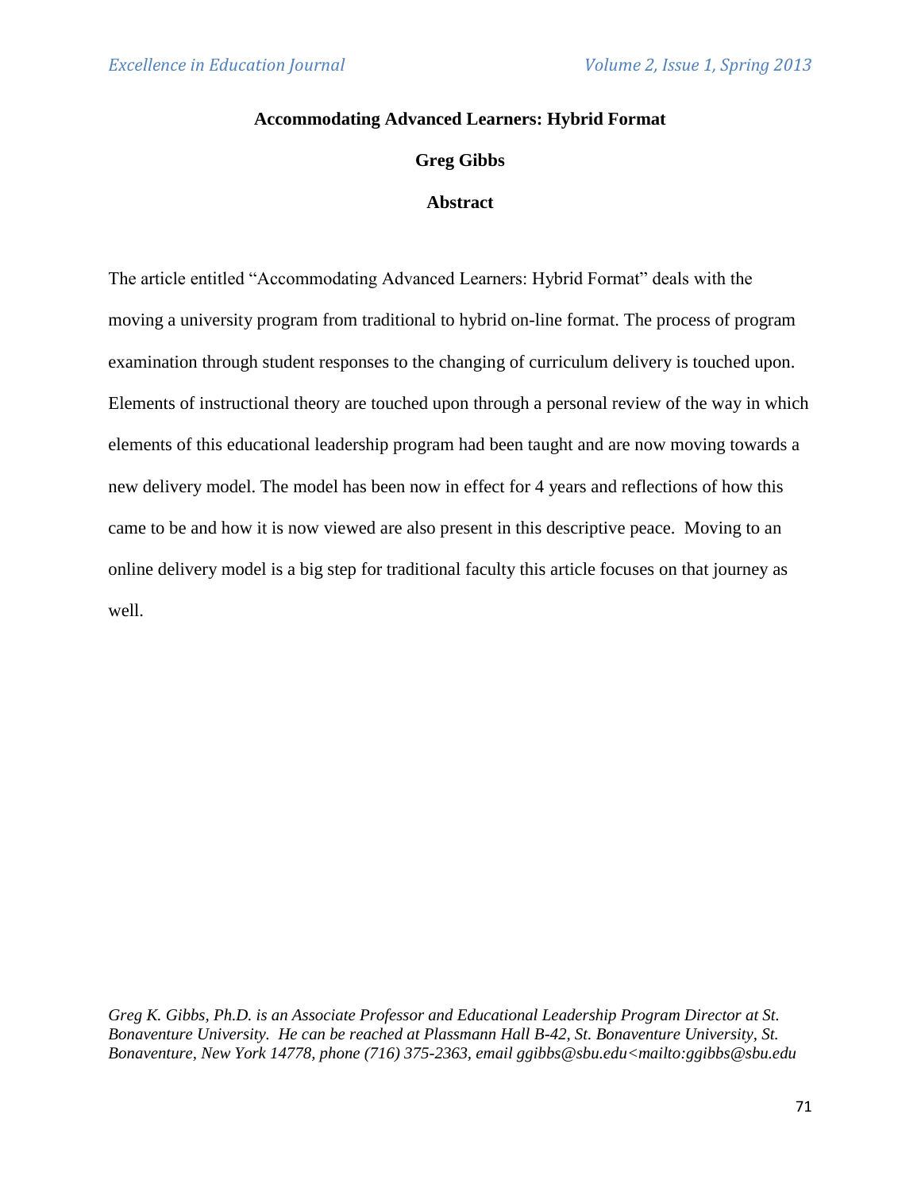# Accommodating Advanced Learners: Hybrid Format

**Greg Gibbs**

## Abstract

The article entitled "Accommodating Advanced Learners: Hybrid Format" deals with the moving a university program from traditional to hybrid on-line format. The process of program examination through student responses to the changing of curriculum delivery is touched upon. Elements of instructional theory are touched upon through a personal review of the way in which elements of this educational leadership program had been taught and are now moving towards a new delivery model. The model has been now in effect for 4 years and reflections of how this came to be and how it is now viewed are also present in this descriptive peace. Moving to an online delivery model is a big step for traditional faculty this article focuses on that journey as well.

*Greg K. Gibbs, Ph.D. is an Associate Professor and Educational Leadership Program Director at St. Bonaventure University. He can be reached at Plassmann Hall B-42, St. Bonaventure University, St. Bonaventure, New York 14778, phone (716) 375-2363, email ggibbs@sbu.edu<mailto:ggibbs@sbu.edu*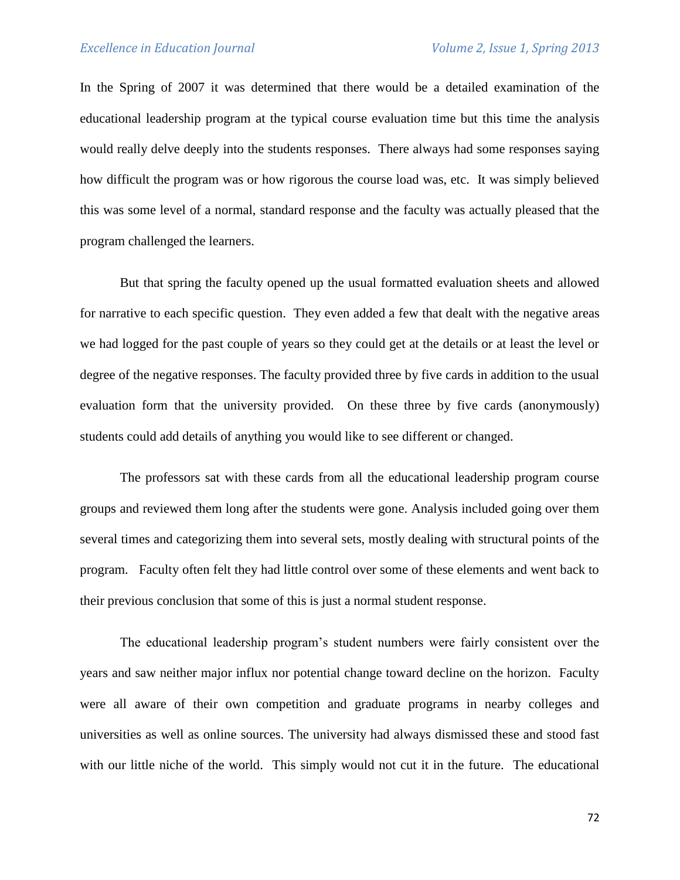In the Spring of 2007 it was determined that there would be a detailed examination of the educational leadership program at the typical course evaluation time but this time the analysis would really delve deeply into the students responses. There always had some responses saying how difficult the program was or how rigorous the course load was, etc. It was simply believed this was some level of a normal, standard response and the faculty was actually pleased that the program challenged the learners.

But that spring the faculty opened up the usual formatted evaluation sheets and allowed for narrative to each specific question. They even added a few that dealt with the negative areas we had logged for the past couple of years so they could get at the details or at least the level or degree of the negative responses. The faculty provided three by five cards in addition to the usual evaluation form that the university provided. On these three by five cards (anonymously) students could add details of anything you would like to see different or changed.

The professors sat with these cards from all the educational leadership program course groups and reviewed them long after the students were gone. Analysis included going over them several times and categorizing them into several sets, mostly dealing with structural points of the program. Faculty often felt they had little control over some of these elements and went back to their previous conclusion that some of this is just a normal student response.

The educational leadership program's student numbers were fairly consistent over the years and saw neither major influx nor potential change toward decline on the horizon. Faculty were all aware of their own competition and graduate programs in nearby colleges and universities as well as online sources. The university had always dismissed these and stood fast with our little niche of the world. This simply would not cut it in the future. The educational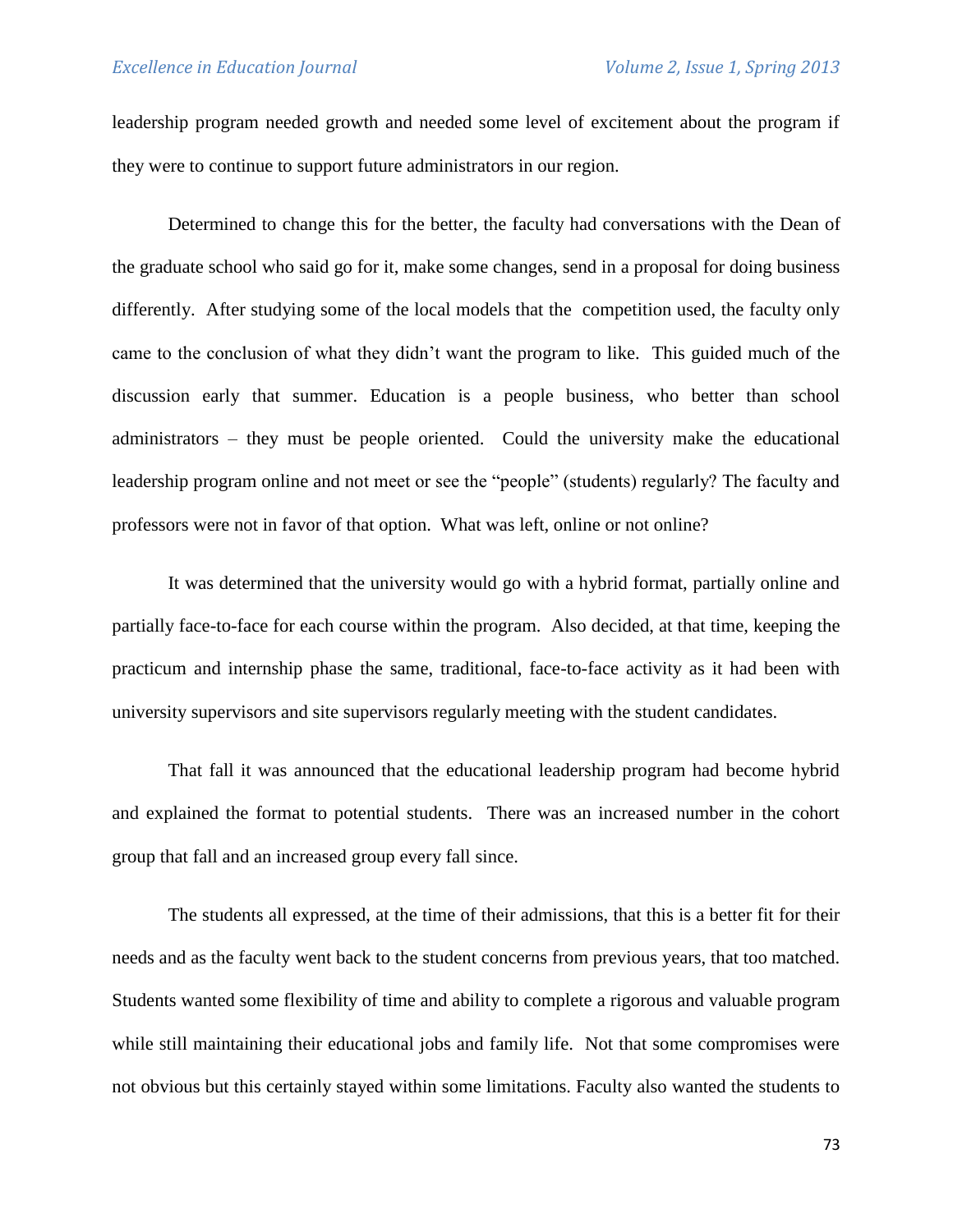leadership program needed growth and needed some level of excitement about the program if they were to continue to support future administrators in our region.

Determined to change this for the better, the faculty had conversations with the Dean of the graduate school who said go for it, make some changes, send in a proposal for doing business differently. After studying some of the local models that the competition used, the faculty only came to the conclusion of what they didn't want the program to like. This guided much of the discussion early that summer. Education is a people business, who better than school administrators – they must be people oriented. Could the university make the educational leadership program online and not meet or see the "people" (students) regularly? The faculty and professors were not in favor of that option. What was left, online or not online?

It was determined that the university would go with a hybrid format, partially online and partially face-to-face for each course within the program. Also decided, at that time, keeping the practicum and internship phase the same, traditional, face-to-face activity as it had been with university supervisors and site supervisors regularly meeting with the student candidates.

That fall it was announced that the educational leadership program had become hybrid and explained the format to potential students. There was an increased number in the cohort group that fall and an increased group every fall since.

The students all expressed, at the time of their admissions, that this is a better fit for their needs and as the faculty went back to the student concerns from previous years, that too matched. Students wanted some flexibility of time and ability to complete a rigorous and valuable program while still maintaining their educational jobs and family life. Not that some compromises were not obvious but this certainly stayed within some limitations. Faculty also wanted the students to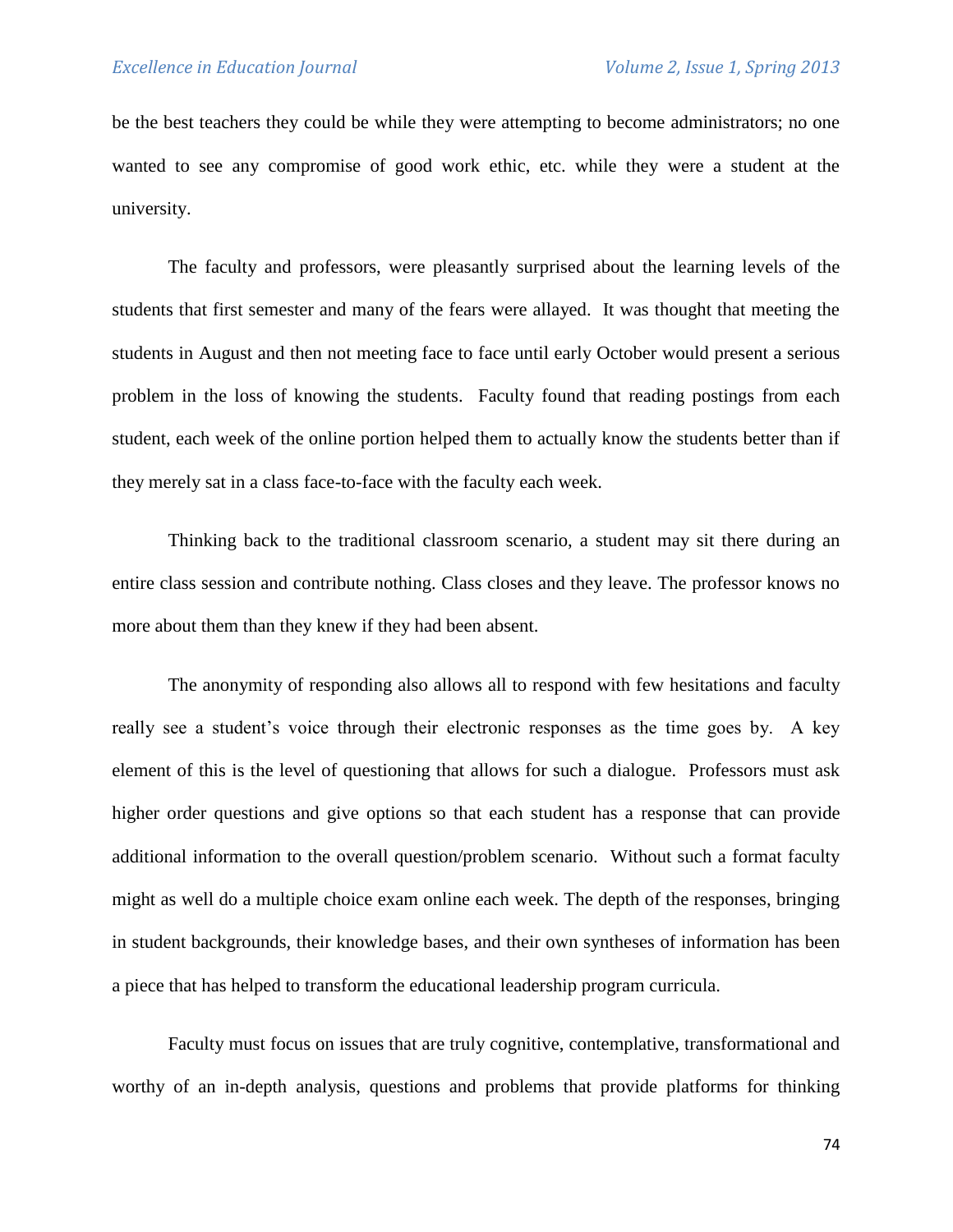be the best teachers they could be while they were attempting to become administrators; no one wanted to see any compromise of good work ethic, etc. while they were a student at the university.

The faculty and professors, were pleasantly surprised about the learning levels of the students that first semester and many of the fears were allayed. It was thought that meeting the students in August and then not meeting face to face until early October would present a serious problem in the loss of knowing the students. Faculty found that reading postings from each student, each week of the online portion helped them to actually know the students better than if they merely sat in a class face-to-face with the faculty each week.

Thinking back to the traditional classroom scenario, a student may sit there during an entire class session and contribute nothing. Class closes and they leave. The professor knows no more about them than they knew if they had been absent.

The anonymity of responding also allows all to respond with few hesitations and faculty really see a student's voice through their electronic responses as the time goes by. A key element of this is the level of questioning that allows for such a dialogue. Professors must ask higher order questions and give options so that each student has a response that can provide additional information to the overall question/problem scenario. Without such a format faculty might as well do a multiple choice exam online each week. The depth of the responses, bringing in student backgrounds, their knowledge bases, and their own syntheses of information has been a piece that has helped to transform the educational leadership program curricula.

Faculty must focus on issues that are truly cognitive, contemplative, transformational and worthy of an in-depth analysis, questions and problems that provide platforms for thinking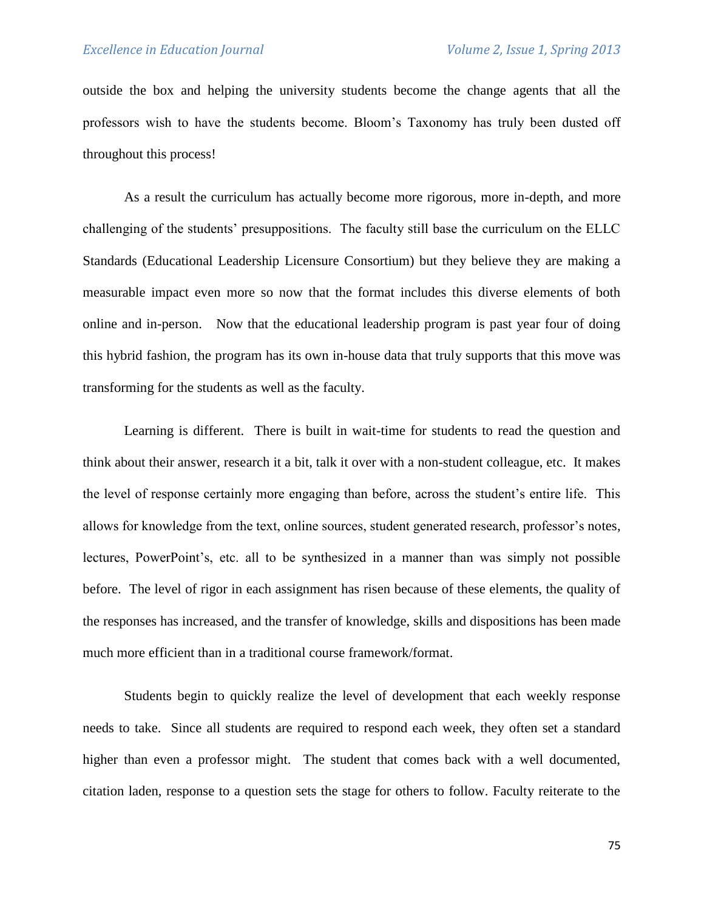outside the box and helping the university students become the change agents that all the professors wish to have the students become. Bloom's Taxonomy has truly been dusted off throughout this process!

As a result the curriculum has actually become more rigorous, more in-depth, and more challenging of the students' presuppositions. The faculty still base the curriculum on the ELLC Standards (Educational Leadership Licensure Consortium) but they believe they are making a measurable impact even more so now that the format includes this diverse elements of both online and in-person. Now that the educational leadership program is past year four of doing this hybrid fashion, the program has its own in-house data that truly supports that this move was transforming for the students as well as the faculty.

Learning is different. There is built in wait-time for students to read the question and think about their answer, research it a bit, talk it over with a non-student colleague, etc. It makes the level of response certainly more engaging than before, across the student's entire life. This allows for knowledge from the text, online sources, student generated research, professor's notes, lectures, PowerPoint's, etc. all to be synthesized in a manner than was simply not possible before. The level of rigor in each assignment has risen because of these elements, the quality of the responses has increased, and the transfer of knowledge, skills and dispositions has been made much more efficient than in a traditional course framework/format.

Students begin to quickly realize the level of development that each weekly response needs to take. Since all students are required to respond each week, they often set a standard higher than even a professor might. The student that comes back with a well documented, citation laden, response to a question sets the stage for others to follow. Faculty reiterate to the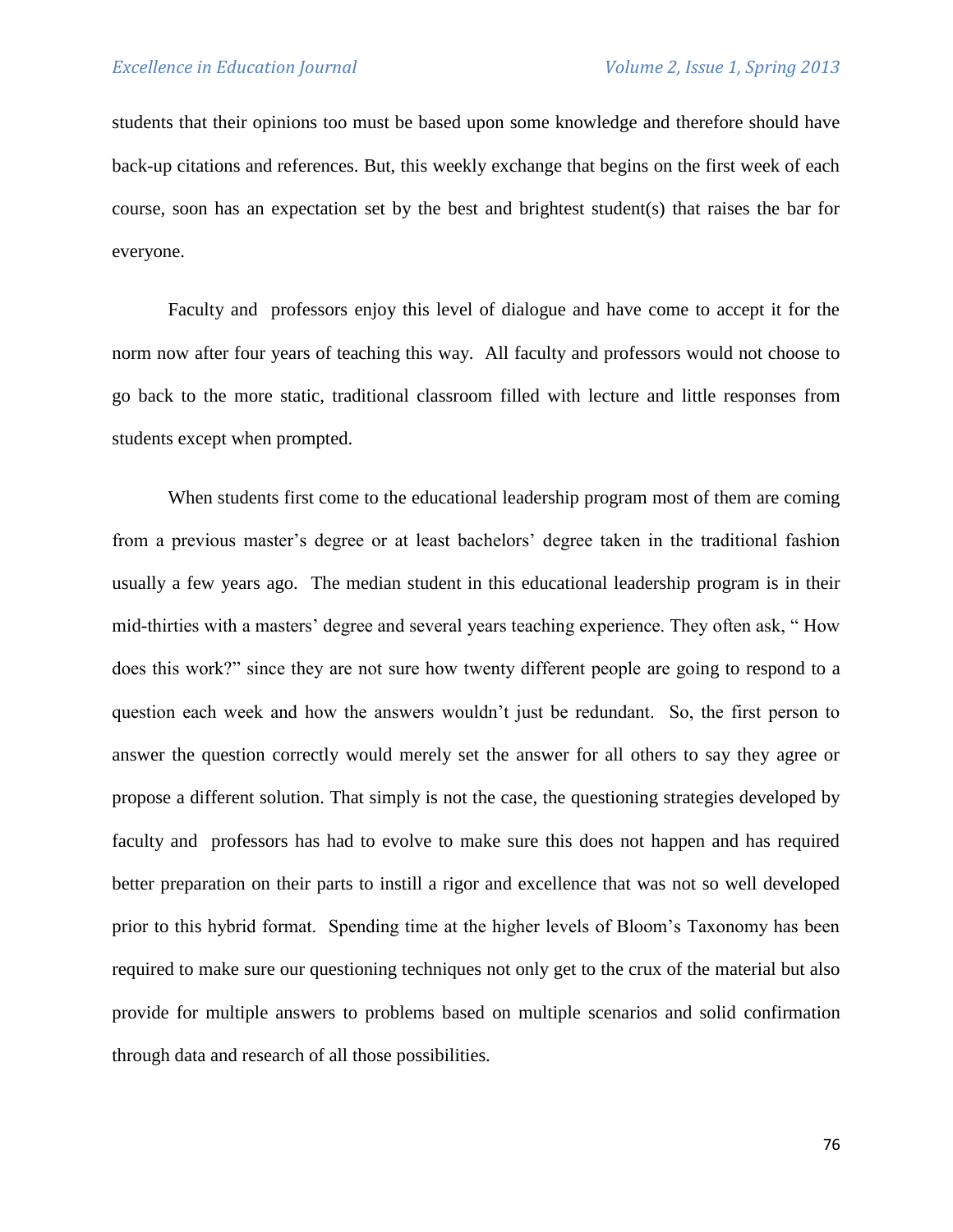students that their opinions too must be based upon some knowledge and therefore should have back-up citations and references. But, this weekly exchange that begins on the first week of each course, soon has an expectation set by the best and brightest student(s) that raises the bar for everyone.

Faculty and professors enjoy this level of dialogue and have come to accept it for the norm now after four years of teaching this way. All faculty and professors would not choose to go back to the more static, traditional classroom filled with lecture and little responses from students except when prompted.

When students first come to the educational leadership program most of them are coming from a previous master's degree or at least bachelors' degree taken in the traditional fashion usually a few years ago. The median student in this educational leadership program is in their mid-thirties with a masters' degree and several years teaching experience. They often ask, " How does this work?" since they are not sure how twenty different people are going to respond to a question each week and how the answers wouldn't just be redundant. So, the first person to answer the question correctly would merely set the answer for all others to say they agree or propose a different solution. That simply is not the case, the questioning strategies developed by faculty and professors has had to evolve to make sure this does not happen and has required better preparation on their parts to instill a rigor and excellence that was not so well developed prior to this hybrid format. Spending time at the higher levels of Bloom's Taxonomy has been required to make sure our questioning techniques not only get to the crux of the material but also provide for multiple answers to problems based on multiple scenarios and solid confirmation through data and research of all those possibilities.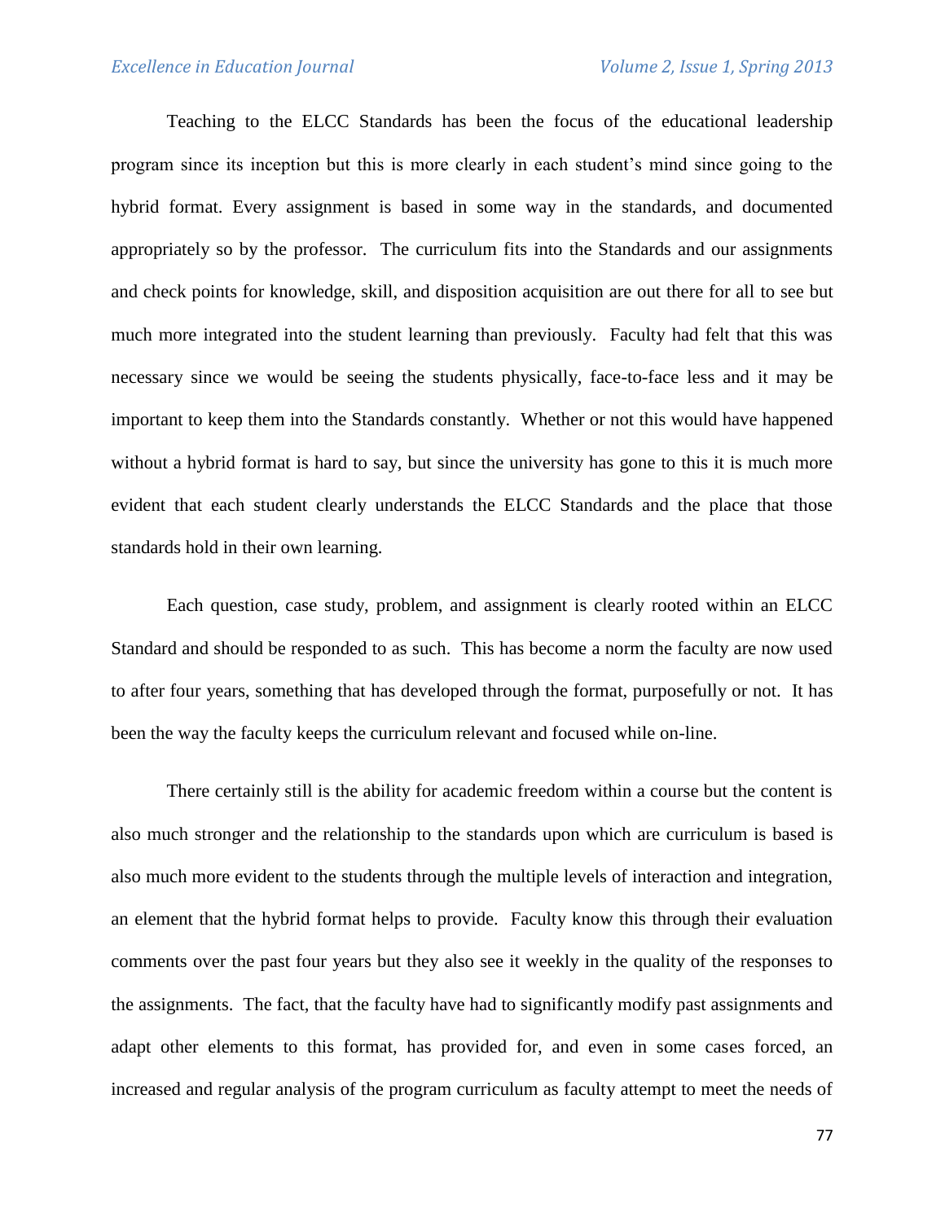Teaching to the ELCC Standards has been the focus of the educational leadership program since its inception but this is more clearly in each student's mind since going to the hybrid format. Every assignment is based in some way in the standards, and documented appropriately so by the professor. The curriculum fits into the Standards and our assignments and check points for knowledge, skill, and disposition acquisition are out there for all to see but much more integrated into the student learning than previously. Faculty had felt that this was necessary since we would be seeing the students physically, face-to-face less and it may be important to keep them into the Standards constantly. Whether or not this would have happened without a hybrid format is hard to say, but since the university has gone to this it is much more evident that each student clearly understands the ELCC Standards and the place that those standards hold in their own learning.

Each question, case study, problem, and assignment is clearly rooted within an ELCC Standard and should be responded to as such. This has become a norm the faculty are now used to after four years, something that has developed through the format, purposefully or not. It has been the way the faculty keeps the curriculum relevant and focused while on-line.

There certainly still is the ability for academic freedom within a course but the content is also much stronger and the relationship to the standards upon which are curriculum is based is also much more evident to the students through the multiple levels of interaction and integration, an element that the hybrid format helps to provide. Faculty know this through their evaluation comments over the past four years but they also see it weekly in the quality of the responses to the assignments. The fact, that the faculty have had to significantly modify past assignments and adapt other elements to this format, has provided for, and even in some cases forced, an increased and regular analysis of the program curriculum as faculty attempt to meet the needs of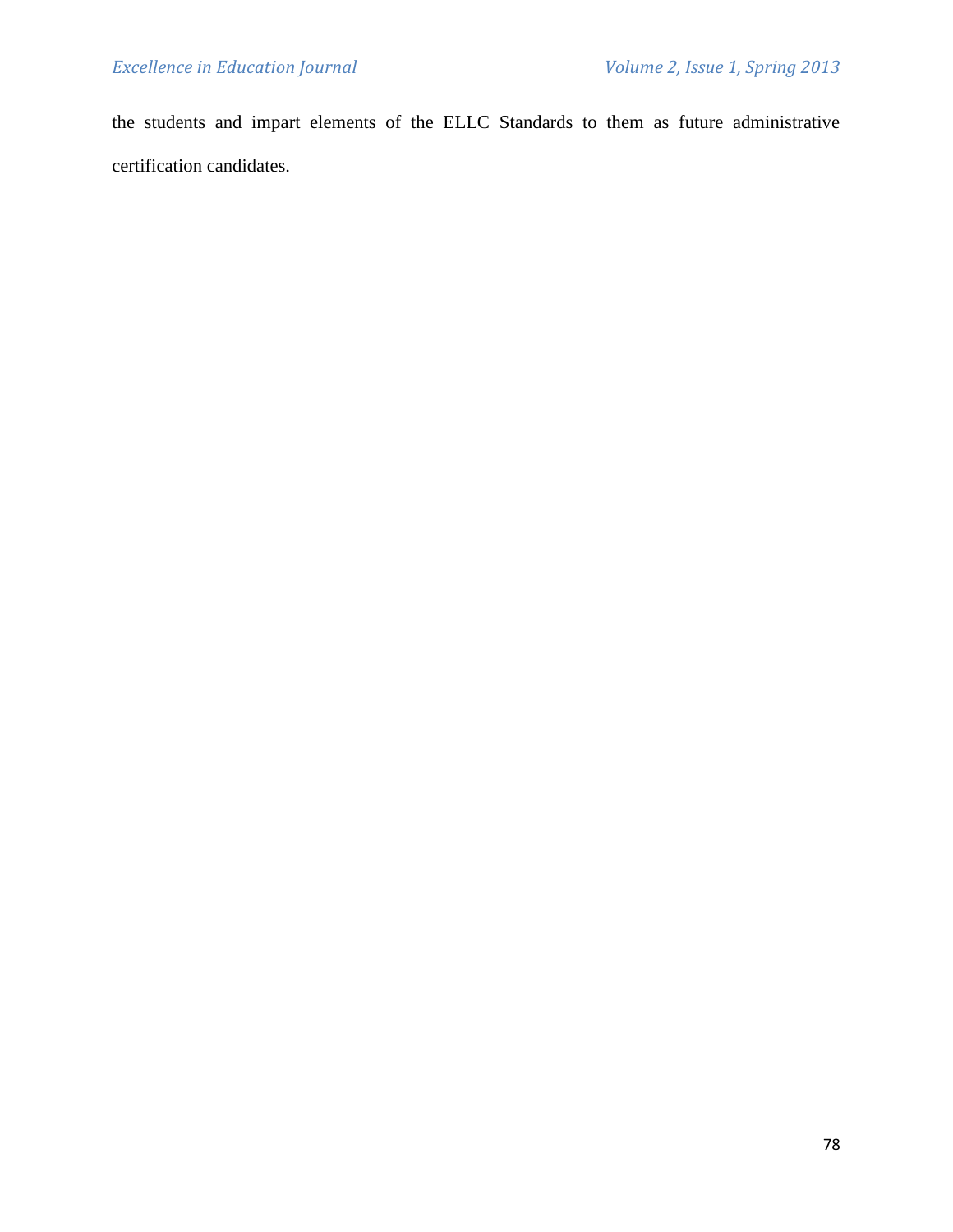the students and impart elements of the ELLC Standards to them as future administrative certification candidates.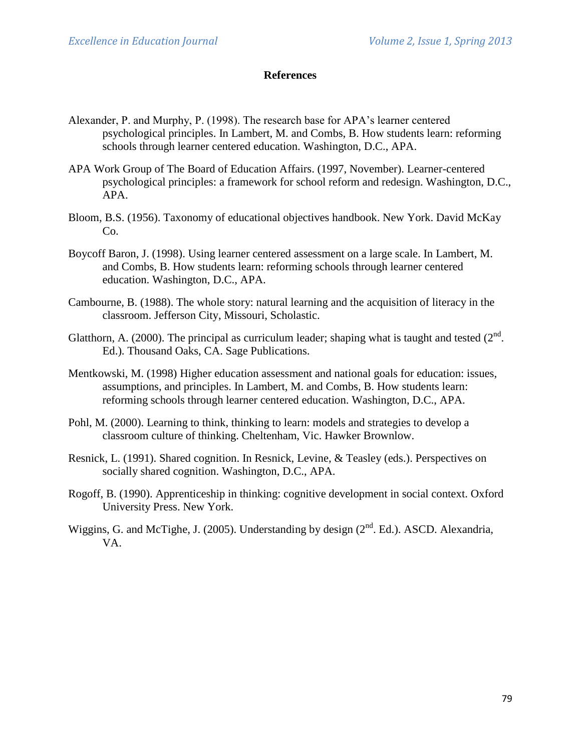## References

Alexander, P. and Murphy, P. (1998). The research base for APA's learner centered psychological principles. In Lambert, M. and Combs, B. How students learn: reforming schools through learner centered education. Washington, D.C., APA.

APA Work Group of The Board of Education Affairs. (1997, November). Learner-centered psychological principles: a framework for school reform and redesign. Washington, D.C., APA.

Bloom, B.S. (1956). Taxonomy of educational objectives handbook. New York. David McKay Co.

Boycoff Baron, J. (1998). Using learner centered assessment on a large scale. In Lambert, M. and Combs, B. How students learn: reforming schools through learner centered education. Washington, D.C., APA.

Cambourne, B. (1988). The whole story: natural learning and the acquisition of literacy in the classroom. Jefferson City, Missouri, Scholastic.

Glatthorn, A. (2000). The principal as curriculum leader; shaping what is taught and tested (2nd. Ed.). Thousand Oaks, CA. Sage Publications.

Mentkowski, M. (1998) Higher education assessment and national goals for education: issues, assumptions, and principles. In Lambert, M. and Combs, B. How students learn: reforming schools through learner centered education. Washington, D.C., APA.

Pohl, M. (2000). Learning to think, thinking to learn: models and strategies to develop a classroom culture of thinking. Cheltenham, Vic. Hawker Brownlow.

Resnick, L. (1991). Shared cognition. In Resnick, Levine, & Teasley (eds.). Perspectives on socially shared cognition. Washington, D.C., APA.

Rogoff, B. (1990). Apprenticeship in thinking: cognitive development in social context. Oxford University Press. New York.

Wiggins, G. and McTighe, J. (2005). Understanding by design (2nd. Ed.). ASCD. Alexandria, VA.